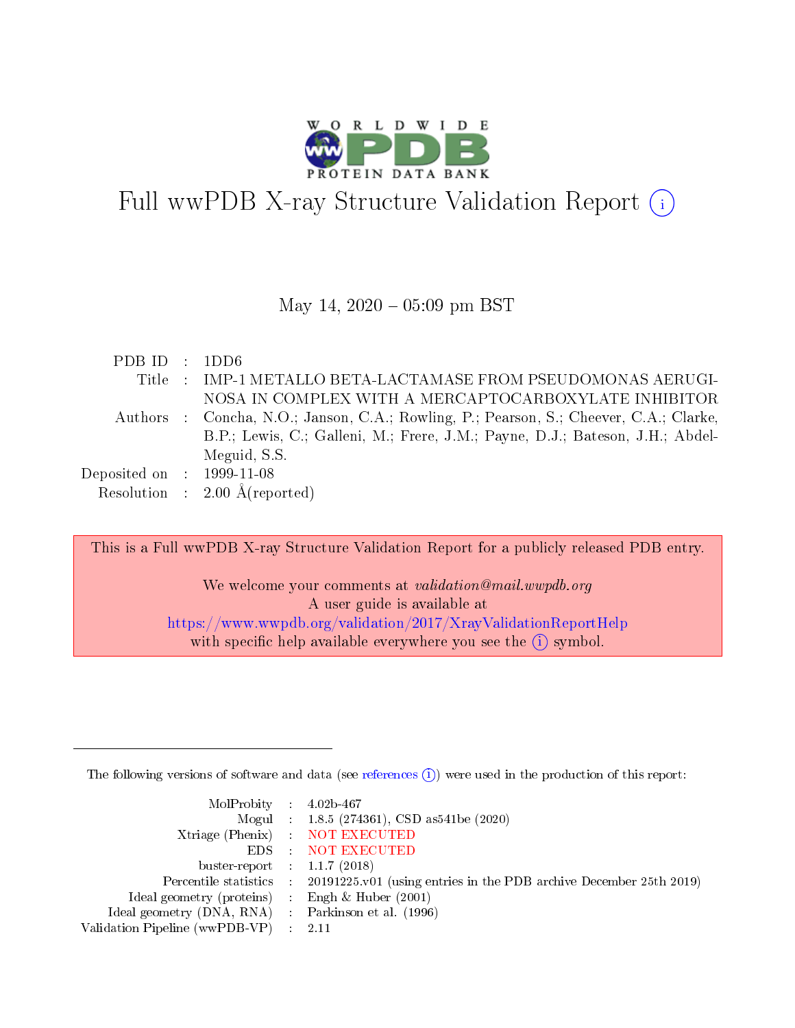# Full wwPDB X-ray Structure Validation Report (i)

May 14, 2020 – 05:09 pm BST

| | | |
|---|---|---|
| PDB ID | : | 1DD6 |
| Title | : | IMP-1 METALLO BETA-LACTAMASE FROM PSEUDOMONAS AERUGINOSA IN COMPLEX WITH A MERCAPTOCARBOXYLATE INHIBITOR |
| Authors | : | Concha, N.O.; Janson, C.A.; Rowling, P.; Pearson, S.; Cheever, C.A.; Clarke, B.P.; Lewis, C.; Galleni, M.; Frere, J.M.; Payne, D.J.; Bateson, J.H.; Abdel-Meguid, S.S. |
| Deposited on | : | 1999-11-08 |
| Resolution | : | 2.00 Å(reported) |

This is a Full wwPDB X-ray Structure Validation Report for a publicly released PDB entry.

We welcome your comments at *validation@mail.wwpdb.org*
A user guide is available at
https://www.wwpdb.org/validation/2017/XrayValidationReportHelp
with specific help available everywhere you see the (i) symbol.

---

The following versions of software and data (see references (i)) were used in the production of this report:

| | | |
|---|---|---|
| MolProbity | : | 4.02b-467 |
| Mogul | : | 1.8.5 (274361), CSD as541be (2020) |
| Xtriage (Phenix) | : | NOT EXECUTED |
| EDS | : | NOT EXECUTED |
| buster-report | : | 1.1.7 (2018) |
| Percentile statistics | : | 20191225.v01 (using entries in the PDB archive December 25th 2019) |
| Ideal geometry (proteins) | : | Engh & Huber (2001) |
| Ideal geometry (DNA, RNA) | : | Parkinson et al. (1996) |
| Validation Pipeline (wwPDB-VP) | : | 2.11 |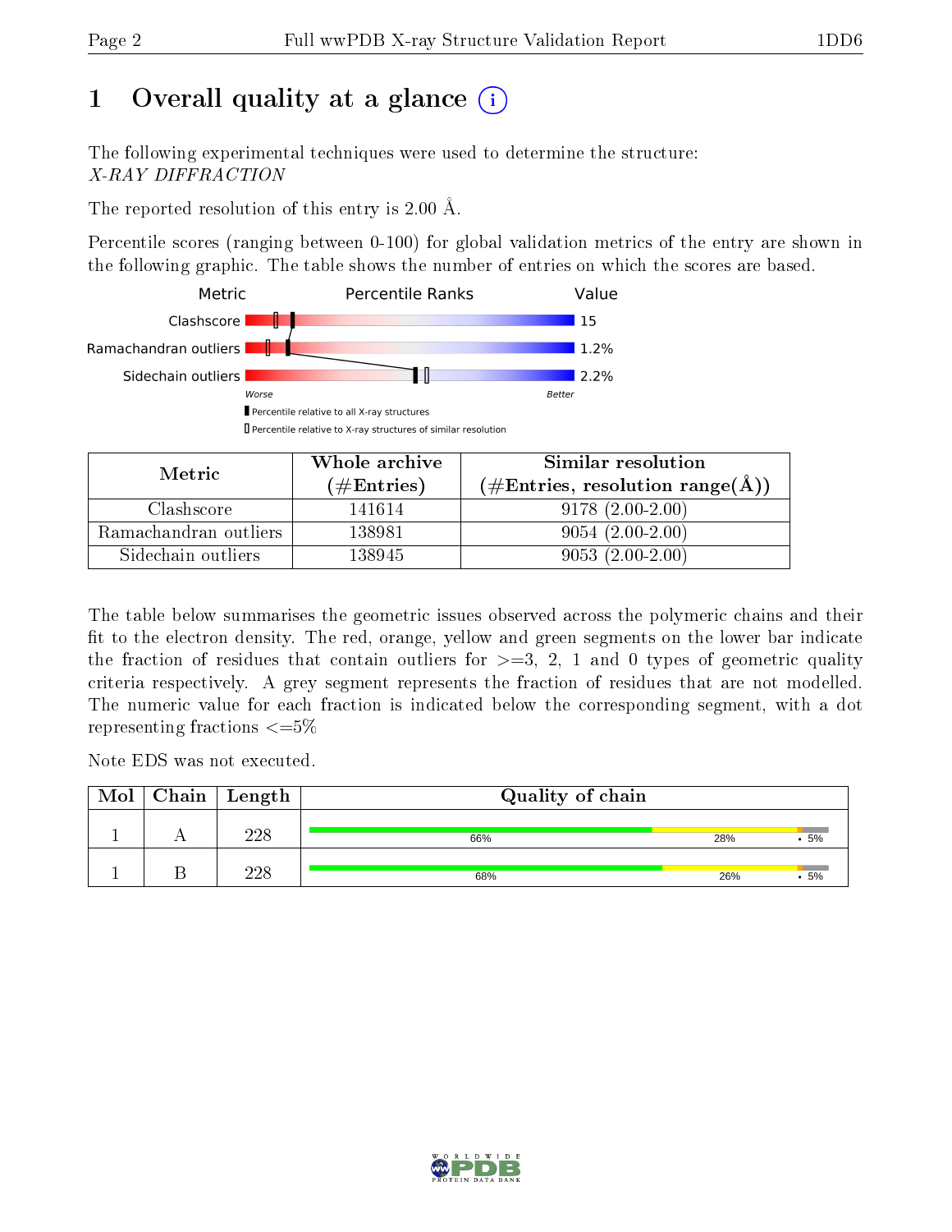# 1 Overall quality at a glance

The following experimental techniques were used to determine the structure:
*X-RAY DIFFRACTION*

The reported resolution of this entry is 2.00 Å.

Percentile scores (ranging between 0-100) for global validation metrics of the entry are shown in the following graphic. The table shows the number of entries on which the scores are based.

| Metric | Value |
|---|---|
| Clashscore | 15 |
| Ramachandran outliers | 1.2% |
| Sidechain outliers | 2.2% |

| Metric | Whole archive (#Entries) | Similar resolution (#Entries, resolution range(Å)) |
|---|---|---|
| Clashscore | 141614 | 9178 (2.00-2.00) |
| Ramachandran outliers | 138981 | 9054 (2.00-2.00) |
| Sidechain outliers | 138945 | 9053 (2.00-2.00) |

The table below summarises the geometric issues observed across the polymeric chains and their fit to the electron density. The red, orange, yellow and green segments on the lower bar indicate the fraction of residues that contain outliers for >=3, 2, 1 and 0 types of geometric quality criteria respectively. A grey segment represents the fraction of residues that are not modelled. The numeric value for each fraction is indicated below the corresponding segment, with a dot representing fractions <=5%

Note EDS was not executed.

| Mol | Chain | Length | Quality of chain |
|---|---|---|---|
| 1 | A | 228 | 66% 28% • 5% |
| 1 | B | 228 | 68% 26% • 5% |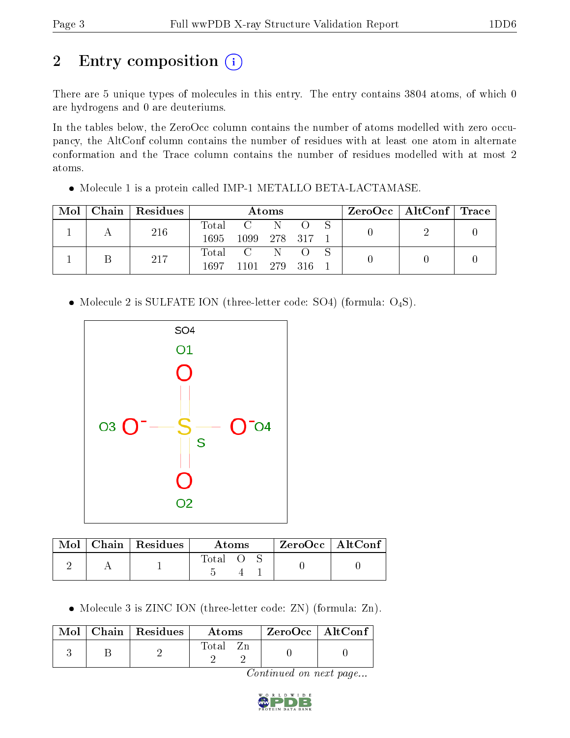# 2 Entry composition

There are 5 unique types of molecules in this entry. The entry contains 3804 atoms, of which 0 are hydrogens and 0 are deuteriums.

In the tables below, the ZeroOcc column contains the number of atoms modelled with zero occupancy, the AltConf column contains the number of residues with at least one atom in alternate conformation and the Trace column contains the number of residues modelled with at most 2 atoms.

- Molecule 1 is a protein called IMP-1 METALLO BETA-LACTAMASE.

| Mol | Chain | Residues | Atoms | | | | | ZeroOcc | AltConf | Trace |
|---|---|---|---|---|---|---|---|---|---|---|
| 1 | A | 216 | Total 1695 | C 1099 | N 278 | O 317 | S 1 | 0 | 2 | 0 |
| 1 | B | 217 | Total 1697 | C 1101 | N 279 | O 316 | S 1 | 0 | 0 | 0 |

- Molecule 2 is SULFATE ION (three-letter code: SO4) (formula: $O_4S$).

| Mol | Chain | Residues | Atoms | | | ZeroOcc | AltConf |
|---|---|---|---|---|---|---|---|
| 2 | A | 1 | Total 5 | O 4 | S 1 | 0 | 0 |

- Molecule 3 is ZINC ION (three-letter code: ZN) (formula: Zn).

| Mol | Chain | Residues | Atoms | | ZeroOcc | AltConf |
|---|---|---|---|---|---|---|
| 3 | B | 2 | Total 2 | Zn 2 | 0 | 0 |

*Continued on next page...*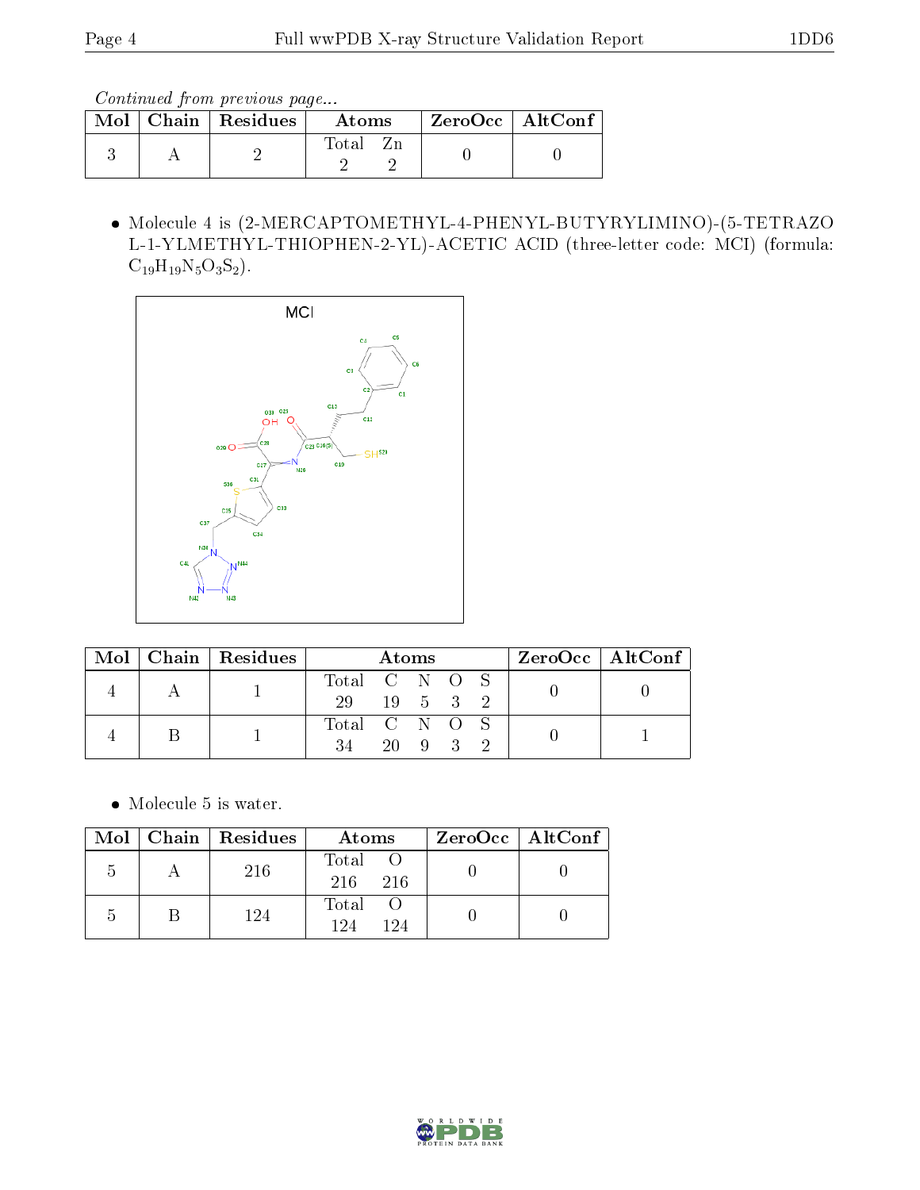Continued from previous page...

| Mol | Chain | Residues | Atoms | ZeroOcc | AltConf |
|---|---|---|---|---|---|
| 3 | A | 2 | Total Zn<br>2 2 | 0 | 0 |

- Molecule 4 is (2-MERCAPTOMETHYL-4-PHENYL-BUTYRYLIMINO)-(5-TETRAZOL-1-YLMETHYL-THIOPHEN-2-YL)-ACETIC ACID (three-letter code: MCI) (formula: $C_{19}H_{19}N_5O_3S_2$).

| Mol | Chain | Residues | Atoms | ZeroOcc | AltConf |
|---|---|---|---|---|---|
| 4 | A | 1 | Total C N O S<br>29 19 5 3 2 | 0 | 0 |
| 4 | B | 1 | Total C N O S<br>34 20 9 3 2 | 0 | 1 |

- Molecule 5 is water.

| Mol | Chain | Residues | Atoms | ZeroOcc | AltConf |
|---|---|---|---|---|---|
| 5 | A | 216 | Total O<br>216 216 | 0 | 0 |
| 5 | B | 124 | Total O<br>124 124 | 0 | 0 |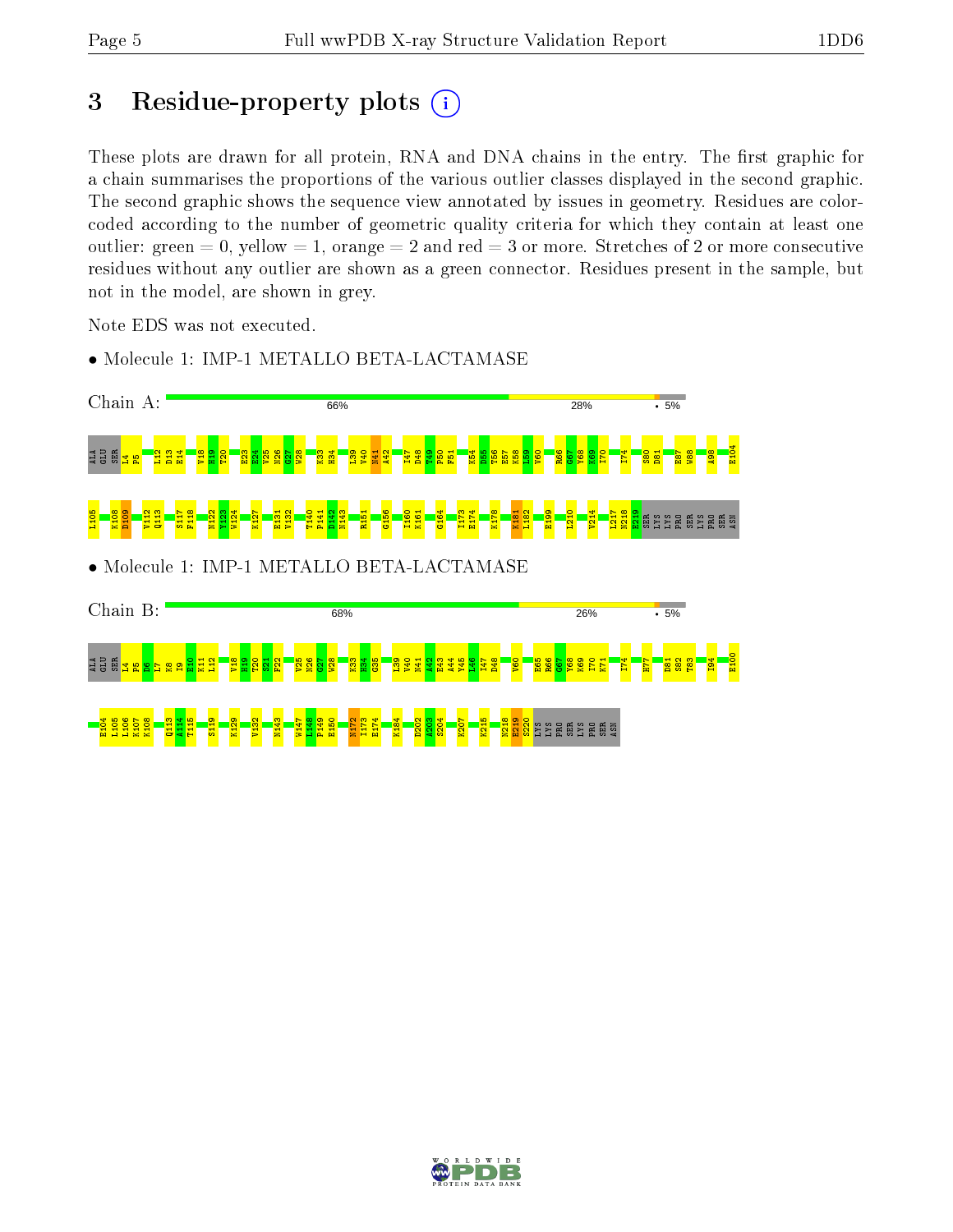# 3 Residue-property plots

These plots are drawn for all protein, RNA and DNA chains in the entry. The first graphic for a chain summarises the proportions of the various outlier classes displayed in the second graphic. The second graphic shows the sequence view annotated by issues in geometry. Residues are color-coded according to the number of geometric quality criteria for which they contain at least one outlier: green = 0, yellow = 1, orange = 2 and red = 3 or more. Stretches of 2 or more consecutive residues without any outlier are shown as a green connector. Residues present in the sample, but not in the model, are shown in grey.

Note EDS was not executed.

- Molecule 1: IMP-1 METALLO BETA-LACTAMASE

Chain A: 66% 28% • 5%

ALA GLU SER L4 P5 L12 D13 E14 V18 H19 T20 E23 E24 V25 N26 G27 W28 K33 H34 L39 V40 N41 A42 I47 D48 T49 P50 F51 K54 D55 T56 E57 K58 L59 V60 R66 G67 Y68 K69 I70 I74 S80 D81 E87 W88 A98 E104 L105 K108 D109 V112 Q113 S117 F118 N122 Y123 W124 K127 E131 V132 T140 P141 D142 N143 R151 G156 I160 K161 G164 I173 E174 K178 K181 L182 E199 L210 V214 L217 N218 E219 SER LYS LYS PRO SER LYS PRO SER ASN

- Molecule 1: IMP-1 METALLO BETA-LACTAMASE

Chain B: 68% 26% • 5%

ALA GLU SER L4 P5 D6 L7 K8 I9 E10 K11 L12 V18 H19 T20 S21 F22 V25 N26 G27 W28 K33 H34 G35 L39 V40 N41 A42 E43 A44 Y45 L46 I47 D48 V60 E65 R66 G67 Y68 K69 I70 K71 I74 H77 D81 S82 T83 I94 E100 E104 L105 L106 K107 K108 Q113 A114 T115 S119 K129 V132 N143 W147 G148 P149 E150 N172 I173 E174 K184 D202 A203 S204 K207 K215 N218 E219 S220 LYS LYS PRO SER LYS PRO SER ASN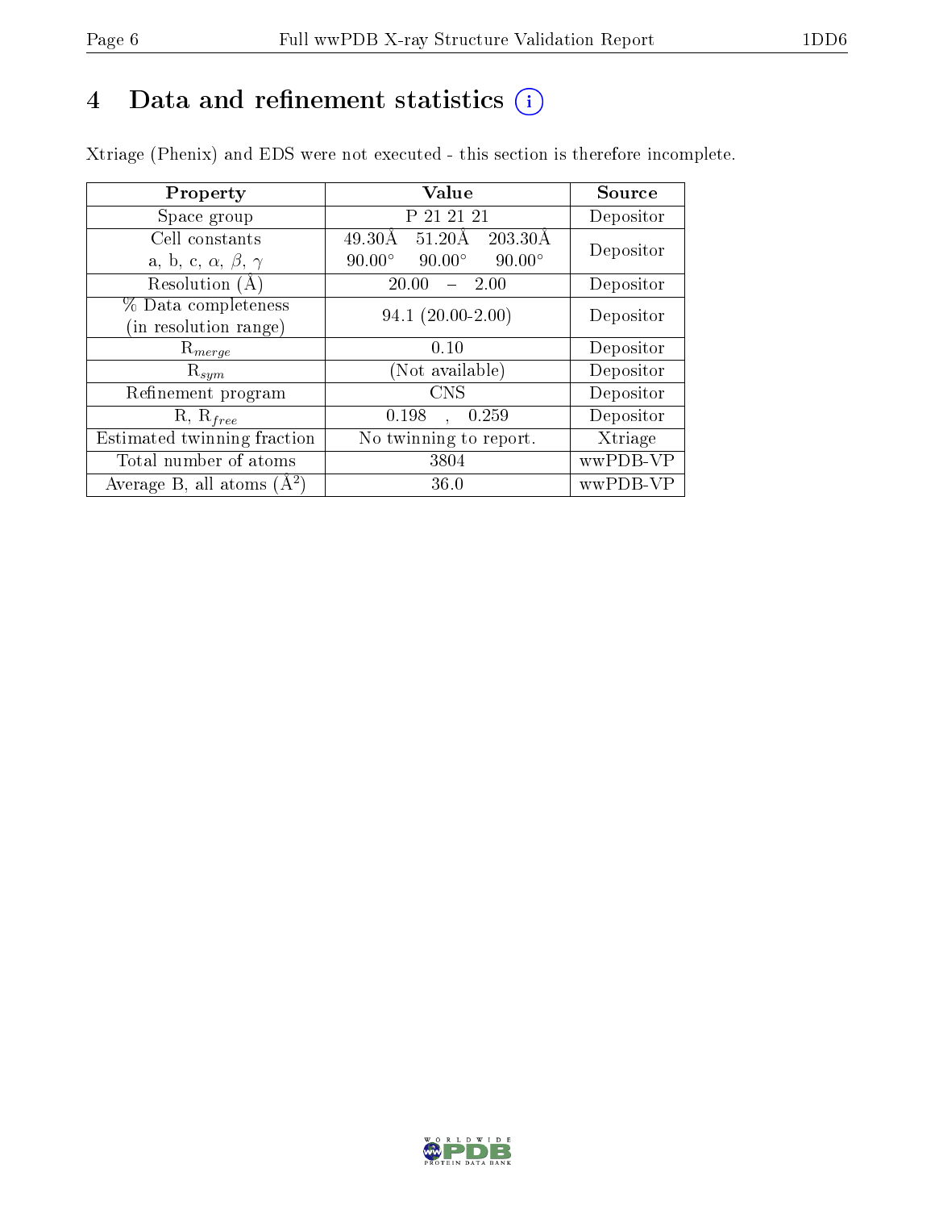# 4 Data and refinement statistics (i)

Xtriage (Phenix) and EDS were not executed - this section is therefore incomplete.

| Property | Value | Source |
|---|---|---|
| Space group | P 21 21 21 | Depositor |
| Cell constants<br>a, b, c, $\alpha$, $\beta$, $\gamma$ | 49.30Å 51.20Å 203.30Å<br>90.00° 90.00° 90.00° | Depositor |
| Resolution (Å) | 20.00 – 2.00 | Depositor |
| % Data completeness<br>(in resolution range) | 94.1 (20.00-2.00) | Depositor |
| $R_{merge}$ | 0.10 | Depositor |
| $R_{sym}$ | (Not available) | Depositor |
| Refinement program | CNS | Depositor |
| R, $R_{free}$ | 0.198 , 0.259 | Depositor |
| Estimated twinning fraction | No twinning to report. | Xtriage |
| Total number of atoms | 3804 | wwPDB-VP |
| Average B, all atoms (Å$^2$) | 36.0 | wwPDB-VP |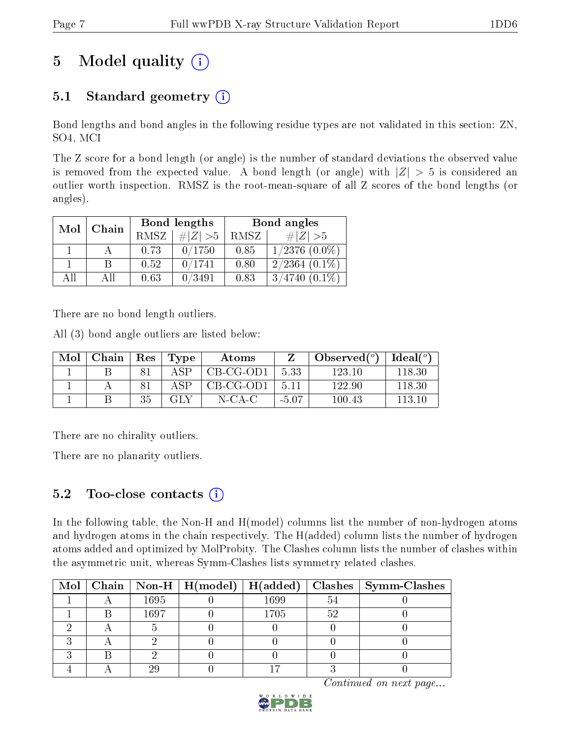# 5 Model quality (i)

## 5.1 Standard geometry (i)

Bond lengths and bond angles in the following residue types are not validated in this section: ZN, SO4, MCI

The Z score for a bond length (or angle) is the number of standard deviations the observed value is removed from the expected value. A bond length (or angle) with $|Z| > 5$ is considered an outlier worth inspection. RMSZ is the root-mean-square of all Z scores of the bond lengths (or angles).

| Mol | Chain | Bond lengths | | Bond angles | |
|---|---|---|---|---|---|
| | | RMSZ | #\|Z\| >5 | RMSZ | #\|Z\| >5 |
| 1 | A | 0.73 | 0/1750 | 0.85 | 1/2376 (0.0%) |
| 1 | B | 0.52 | 0/1741 | 0.80 | 2/2364 (0.1%) |
| All | All | 0.63 | 0/3491 | 0.83 | 3/4740 (0.1%) |

There are no bond length outliers.

All (3) bond angle outliers are listed below:

| Mol | Chain | Res | Type | Atoms | Z | Observed(°) | Ideal(°) |
|---|---|---|---|---|---|---|---|
| 1 | B | 81 | ASP | CB-CG-OD1 | 5.33 | 123.10 | 118.30 |
| 1 | A | 81 | ASP | CB-CG-OD1 | 5.11 | 122.90 | 118.30 |
| 1 | B | 35 | GLY | N-CA-C | -5.07 | 100.43 | 113.10 |

There are no chirality outliers.

There are no planarity outliers.

## 5.2 Too-close contacts (i)

In the following table, the Non-H and H(model) columns list the number of non-hydrogen atoms and hydrogen atoms in the chain respectively. The H(added) column lists the number of hydrogen atoms added and optimized by MolProbity. The Clashes column lists the number of clashes within the asymmetric unit, whereas Symm-Clashes lists symmetry related clashes.

| Mol | Chain | Non-H | H(model) | H(added) | Clashes | Symm-Clashes |
|---|---|---|---|---|---|---|
| 1 | A | 1695 | 0 | 1699 | 54 | 0 |
| 1 | B | 1697 | 0 | 1705 | 52 | 0 |
| 2 | A | 5 | 0 | 0 | 0 | 0 |
| 3 | A | 2 | 0 | 0 | 0 | 0 |
| 3 | B | 2 | 0 | 0 | 0 | 0 |
| 4 | A | 29 | 0 | 17 | 3 | 0 |

*Continued on next page...*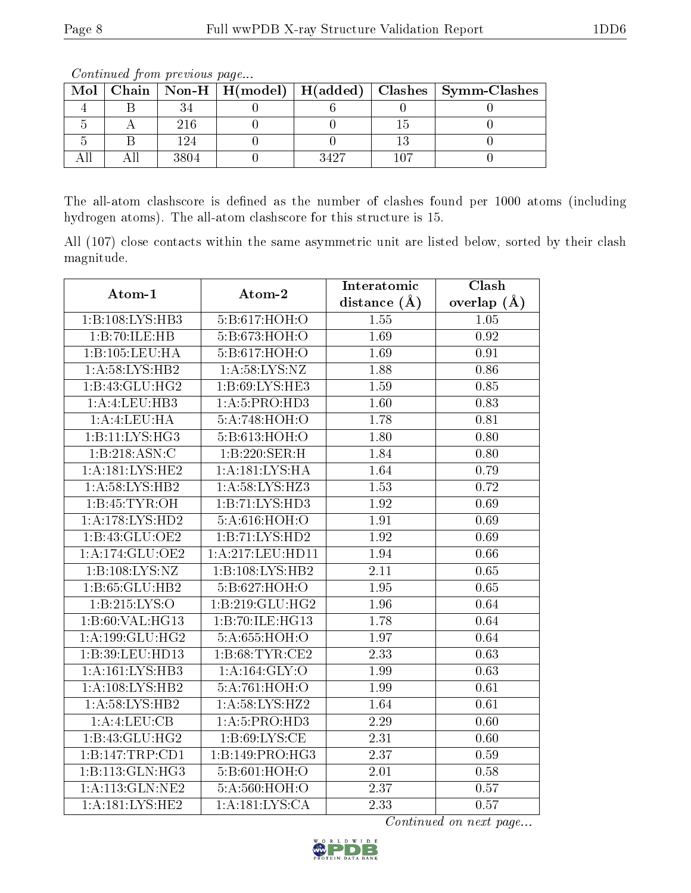*Continued from previous page...*

| Mol | Chain | Non-H | H(model) | H(added) | Clashes | Symm-Clashes |
|---|---|---|---|---|---|---|
| 4 | B | 34 | 0 | 6 | 0 | 0 |
| 5 | A | 216 | 0 | 0 | 15 | 0 |
| 5 | B | 124 | 0 | 0 | 13 | 0 |
| All | All | 3804 | 0 | 3427 | 107 | 0 |

The all-atom clashscore is defined as the number of clashes found per 1000 atoms (including hydrogen atoms). The all-atom clashscore for this structure is 15.

All (107) close contacts within the same asymmetric unit are listed below, sorted by their clash magnitude.

| Atom-1 | Atom-2 | Interatomic distance (Å) | Clash overlap (Å) |
|---|---|---|---|
| 1:B:108:LYS:HB3 | 5:B:617:HOH:O | 1.55 | 1.05 |
| 1:B:70:ILE:HB | 5:B:673:HOH:O | 1.69 | 0.92 |
| 1:B:105:LEU:HA | 5:B:617:HOH:O | 1.69 | 0.91 |
| 1:A:58:LYS:HB2 | 1:A:58:LYS:NZ | 1.88 | 0.86 |
| 1:B:43:GLU:HG2 | 1:B:69:LYS:HE3 | 1.59 | 0.85 |
| 1:A:4:LEU:HB3 | 1:A:5:PRO:HD3 | 1.60 | 0.83 |
| 1:A:4:LEU:HA | 5:A:748:HOH:O | 1.78 | 0.81 |
| 1:B:11:LYS:HG3 | 5:B:613:HOH:O | 1.80 | 0.80 |
| 1:B:218:ASN:C | 1:B:220:SER:H | 1.84 | 0.80 |
| 1:A:181:LYS:HE2 | 1:A:181:LYS:HA | 1.64 | 0.79 |
| 1:A:58:LYS:HB2 | 1:A:58:LYS:HZ3 | 1.53 | 0.72 |
| 1:B:45:TYR:OH | 1:B:71:LYS:HD3 | 1.92 | 0.69 |
| 1:A:178:LYS:HD2 | 5:A:616:HOH:O | 1.91 | 0.69 |
| 1:B:43:GLU:OE2 | 1:B:71:LYS:HD2 | 1.92 | 0.69 |
| 1:A:174:GLU:OE2 | 1:A:217:LEU:HD11 | 1.94 | 0.66 |
| 1:B:108:LYS:NZ | 1:B:108:LYS:HB2 | 2.11 | 0.65 |
| 1:B:65:GLU:HB2 | 5:B:627:HOH:O | 1.95 | 0.65 |
| 1:B:215:LYS:O | 1:B:219:GLU:HG2 | 1.96 | 0.64 |
| 1:B:60:VAL:HG13 | 1:B:70:ILE:HG13 | 1.78 | 0.64 |
| 1:A:199:GLU:HG2 | 5:A:655:HOH:O | 1.97 | 0.64 |
| 1:B:39:LEU:HD13 | 1:B:68:TYR:CE2 | 2.33 | 0.63 |
| 1:A:161:LYS:HB3 | 1:A:164:GLY:O | 1.99 | 0.63 |
| 1:A:108:LYS:HB2 | 5:A:761:HOH:O | 1.99 | 0.61 |
| 1:A:58:LYS:HB2 | 1:A:58:LYS:HZ2 | 1.64 | 0.61 |
| 1:A:4:LEU:CB | 1:A:5:PRO:HD3 | 2.29 | 0.60 |
| 1:B:43:GLU:HG2 | 1:B:69:LYS:CE | 2.31 | 0.60 |
| 1:B:147:TRP:CD1 | 1:B:149:PRO:HG3 | 2.37 | 0.59 |
| 1:B:113:GLN:HG3 | 5:B:601:HOH:O | 2.01 | 0.58 |
| 1:A:113:GLN:NE2 | 5:A:560:HOH:O | 2.37 | 0.57 |
| 1:A:181:LYS:HE2 | 1:A:181:LYS:CA | 2.33 | 0.57 |

*Continued on next page...*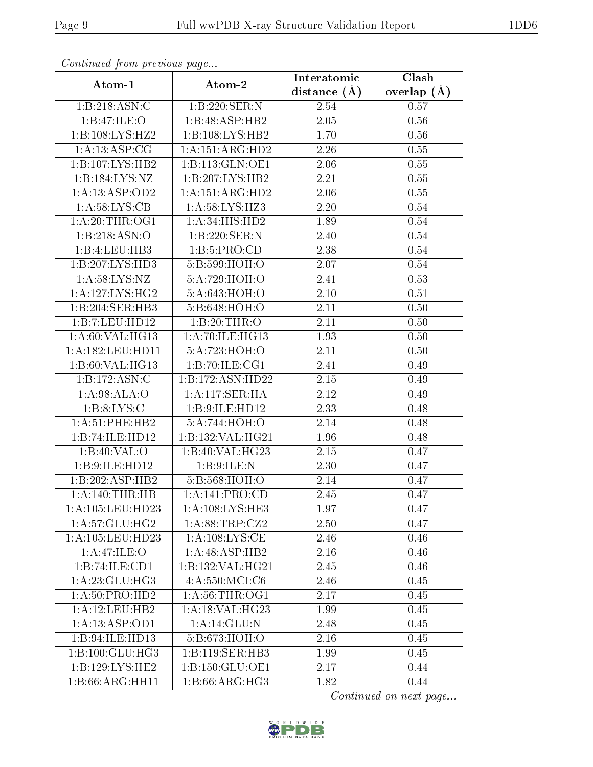*Continued from previous page...*

| Atom-1 | Atom-2 | Interatomic distance (Å) | Clash overlap (Å) |
|---|---|---|---|
| 1:B:218:ASN:C | 1:B:220:SER:N | 2.54 | 0.57 |
| 1:B:47:ILE:O | 1:B:48:ASP:HB2 | 2.05 | 0.56 |
| 1:B:108:LYS:HZ2 | 1:B:108:LYS:HB2 | 1.70 | 0.56 |
| 1:A:13:ASP:CG | 1:A:151:ARG:HD2 | 2.26 | 0.55 |
| 1:B:107:LYS:HB2 | 1:B:113:GLN:OE1 | 2.06 | 0.55 |
| 1:B:184:LYS:NZ | 1:B:207:LYS:HB2 | 2.21 | 0.55 |
| 1:A:13:ASP:OD2 | 1:A:151:ARG:HD2 | 2.06 | 0.55 |
| 1:A:58:LYS:CB | 1:A:58:LYS:HZ3 | 2.20 | 0.54 |
| 1:A:20:THR:OG1 | 1:A:34:HIS:HD2 | 1.89 | 0.54 |
| 1:B:218:ASN:O | 1:B:220:SER:N | 2.40 | 0.54 |
| 1:B:4:LEU:HB3 | 1:B:5:PRO:CD | 2.38 | 0.54 |
| 1:B:207:LYS:HD3 | 5:B:599:HOH:O | 2.07 | 0.54 |
| 1:A:58:LYS:NZ | 5:A:729:HOH:O | 2.41 | 0.53 |
| 1:A:127:LYS:HG2 | 5:A:643:HOH:O | 2.10 | 0.51 |
| 1:B:204:SER:HB3 | 5:B:648:HOH:O | 2.11 | 0.50 |
| 1:B:7:LEU:HD12 | 1:B:20:THR:O | 2.11 | 0.50 |
| 1:A:60:VAL:HG13 | 1:A:70:ILE:HG13 | 1.93 | 0.50 |
| 1:A:182:LEU:HD11 | 5:A:723:HOH:O | 2.11 | 0.50 |
| 1:B:60:VAL:HG13 | 1:B:70:ILE:CG1 | 2.41 | 0.49 |
| 1:B:172:ASN:C | 1:B:172:ASN:HD22 | 2.15 | 0.49 |
| 1:A:98:ALA:O | 1:A:117:SER:HA | 2.12 | 0.49 |
| 1:B:8:LYS:C | 1:B:9:ILE:HD12 | 2.33 | 0.48 |
| 1:A:51:PHE:HB2 | 5:A:744:HOH:O | 2.14 | 0.48 |
| 1:B:74:ILE:HD12 | 1:B:132:VAL:HG21 | 1.96 | 0.48 |
| 1:B:40:VAL:O | 1:B:40:VAL:HG23 | 2.15 | 0.47 |
| 1:B:9:ILE:HD12 | 1:B:9:ILE:N | 2.30 | 0.47 |
| 1:B:202:ASP:HB2 | 5:B:568:HOH:O | 2.14 | 0.47 |
| 1:A:140:THR:HB | 1:A:141:PRO:CD | 2.45 | 0.47 |
| 1:A:105:LEU:HD23 | 1:A:108:LYS:HE3 | 1.97 | 0.47 |
| 1:A:57:GLU:HG2 | 1:A:88:TRP:CZ2 | 2.50 | 0.47 |
| 1:A:105:LEU:HD23 | 1:A:108:LYS:CE | 2.46 | 0.46 |
| 1:A:47:ILE:O | 1:A:48:ASP:HB2 | 2.16 | 0.46 |
| 1:B:74:ILE:CD1 | 1:B:132:VAL:HG21 | 2.45 | 0.46 |
| 1:A:23:GLU:HG3 | 4:A:550:MCI:C6 | 2.46 | 0.45 |
| 1:A:50:PRO:HD2 | 1:A:56:THR:OG1 | 2.17 | 0.45 |
| 1:A:12:LEU:HB2 | 1:A:18:VAL:HG23 | 1.99 | 0.45 |
| 1:A:13:ASP:OD1 | 1:A:14:GLU:N | 2.48 | 0.45 |
| 1:B:94:ILE:HD13 | 5:B:673:HOH:O | 2.16 | 0.45 |
| 1:B:100:GLU:HG3 | 1:B:119:SER:HB3 | 1.99 | 0.45 |
| 1:B:129:LYS:HE2 | 1:B:150:GLU:OE1 | 2.17 | 0.44 |
| 1:B:66:ARG:HH11 | 1:B:66:ARG:HG3 | 1.82 | 0.44 |

*Continued on next page...*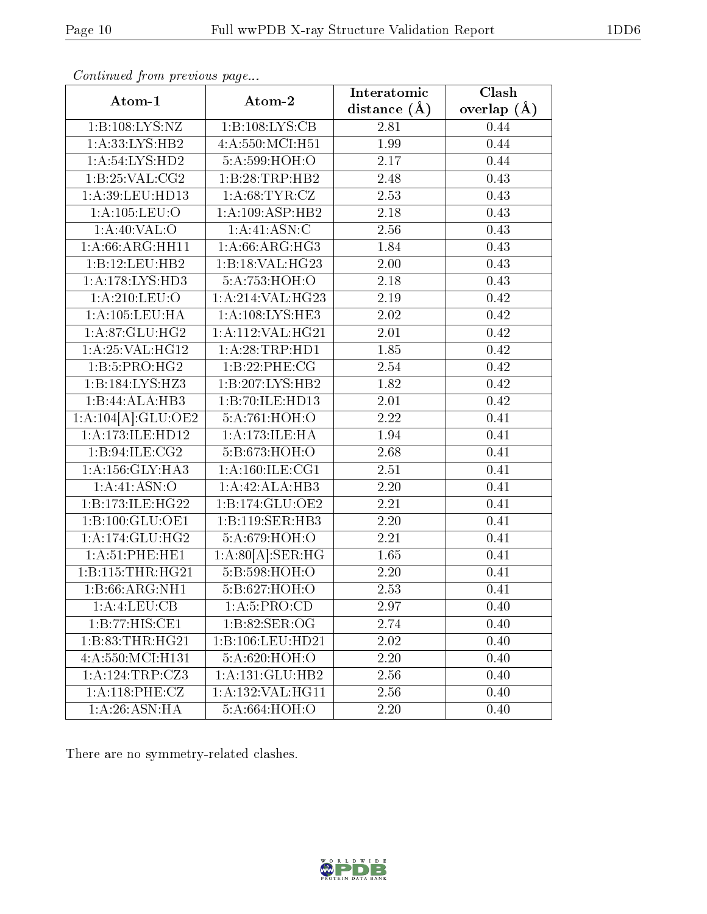*Continued from previous page...*

| Atom-1 | Atom-2 | Interatomic distance (Å) | Clash overlap (Å) |
|---|---|---|---|
| 1:B:108:LYS:NZ | 1:B:108:LYS:CB | 2.81 | 0.44 |
| 1:A:33:LYS:HB2 | 4:A:550:MCI:H51 | 1.99 | 0.44 |
| 1:A:54:LYS:HD2 | 5:A:599:HOH:O | 2.17 | 0.44 |
| 1:B:25:VAL:CG2 | 1:B:28:TRP:HB2 | 2.48 | 0.43 |
| 1:A:39:LEU:HD13 | 1:A:68:TYR:CZ | 2.53 | 0.43 |
| 1:A:105:LEU:O | 1:A:109:ASP:HB2 | 2.18 | 0.43 |
| 1:A:40:VAL:O | 1:A:41:ASN:C | 2.56 | 0.43 |
| 1:A:66:ARG:HH11 | 1:A:66:ARG:HG3 | 1.84 | 0.43 |
| 1:B:12:LEU:HB2 | 1:B:18:VAL:HG23 | 2.00 | 0.43 |
| 1:A:178:LYS:HD3 | 5:A:753:HOH:O | 2.18 | 0.43 |
| 1:A:210:LEU:O | 1:A:214:VAL:HG23 | 2.19 | 0.42 |
| 1:A:105:LEU:HA | 1:A:108:LYS:HE3 | 2.02 | 0.42 |
| 1:A:87:GLU:HG2 | 1:A:112:VAL:HG21 | 2.01 | 0.42 |
| 1:A:25:VAL:HG12 | 1:A:28:TRP:HD1 | 1.85 | 0.42 |
| 1:B:5:PRO:HG2 | 1:B:22:PHE:CG | 2.54 | 0.42 |
| 1:B:184:LYS:HZ3 | 1:B:207:LYS:HB2 | 1.82 | 0.42 |
| 1:B:44:ALA:HB3 | 1:B:70:ILE:HD13 | 2.01 | 0.42 |
| 1:A:104[A]:GLU:OE2 | 5:A:761:HOH:O | 2.22 | 0.41 |
| 1:A:173:ILE:HD12 | 1:A:173:ILE:HA | 1.94 | 0.41 |
| 1:B:94:ILE:CG2 | 5:B:673:HOH:O | 2.68 | 0.41 |
| 1:A:156:GLY:HA3 | 1:A:160:ILE:CG1 | 2.51 | 0.41 |
| 1:A:41:ASN:O | 1:A:42:ALA:HB3 | 2.20 | 0.41 |
| 1:B:173:ILE:HG22 | 1:B:174:GLU:OE2 | 2.21 | 0.41 |
| 1:B:100:GLU:OE1 | 1:B:119:SER:HB3 | 2.20 | 0.41 |
| 1:A:174:GLU:HG2 | 5:A:679:HOH:O | 2.21 | 0.41 |
| 1:A:51:PHE:HE1 | 1:A:80[A]:SER:HG | 1.65 | 0.41 |
| 1:B:115:THR:HG21 | 5:B:598:HOH:O | 2.20 | 0.41 |
| 1:B:66:ARG:NH1 | 5:B:627:HOH:O | 2.53 | 0.41 |
| 1:A:4:LEU:CB | 1:A:5:PRO:CD | 2.97 | 0.40 |
| 1:B:77:HIS:CE1 | 1:B:82:SER:OG | 2.74 | 0.40 |
| 1:B:83:THR:HG21 | 1:B:106:LEU:HD21 | 2.02 | 0.40 |
| 4:A:550:MCI:H131 | 5:A:620:HOH:O | 2.20 | 0.40 |
| 1:A:124:TRP:CZ3 | 1:A:131:GLU:HB2 | 2.56 | 0.40 |
| 1:A:118:PHE:CZ | 1:A:132:VAL:HG11 | 2.56 | 0.40 |
| 1:A:26:ASN:HA | 5:A:664:HOH:O | 2.20 | 0.40 |

There are no symmetry-related clashes.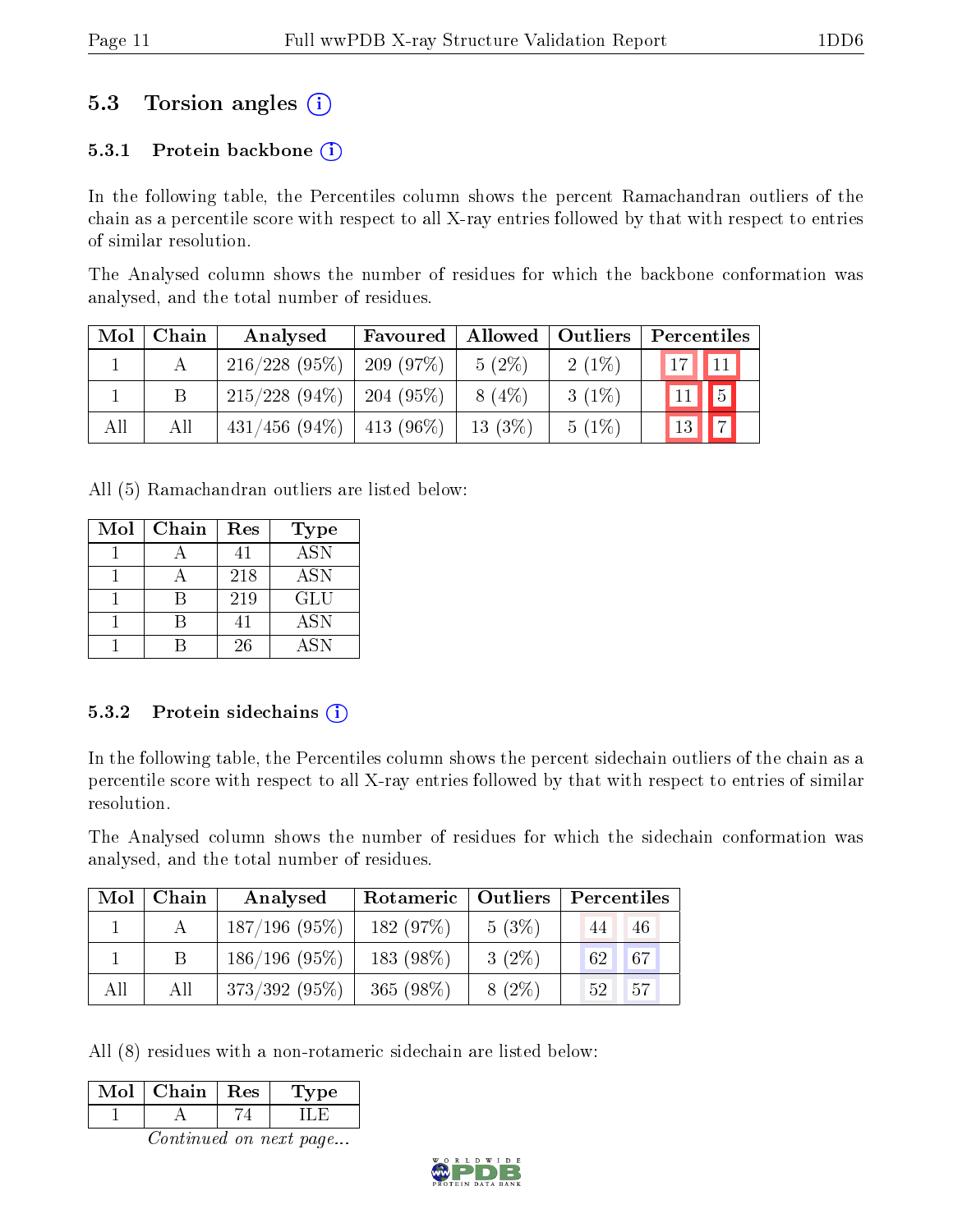## 5.3 Torsion angles

### 5.3.1 Protein backbone

In the following table, the Percentiles column shows the percent Ramachandran outliers of the chain as a percentile score with respect to all X-ray entries followed by that with respect to entries of similar resolution.

The Analysed column shows the number of residues for which the backbone conformation was analysed, and the total number of residues.

| Mol | Chain | Analysed | Favoured | Allowed | Outliers | Percentiles | |
|---|---|---|---|---|---|---|---|
| 1 | A | 216/228 (95%) | 209 (97%) | 5 (2%) | 2 (1%) | 17 | 11 |
| 1 | B | 215/228 (94%) | 204 (95%) | 8 (4%) | 3 (1%) | 11 | 5 |
| All | All | 431/456 (94%) | 413 (96%) | 13 (3%) | 5 (1%) | 13 | 7 |

All (5) Ramachandran outliers are listed below:

| Mol | Chain | Res | Type |
|---|---|---|---|
| 1 | A | 41 | ASN |
| 1 | A | 218 | ASN |
| 1 | B | 219 | GLU |
| 1 | B | 41 | ASN |
| 1 | B | 26 | ASN |

### 5.3.2 Protein sidechains

In the following table, the Percentiles column shows the percent sidechain outliers of the chain as a percentile score with respect to all X-ray entries followed by that with respect to entries of similar resolution.

The Analysed column shows the number of residues for which the sidechain conformation was analysed, and the total number of residues.

| Mol | Chain | Analysed | Rotameric | Outliers | Percentiles | |
|---|---|---|---|---|---|---|
| 1 | A | 187/196 (95%) | 182 (97%) | 5 (3%) | 44 | 46 |
| 1 | B | 186/196 (95%) | 183 (98%) | 3 (2%) | 62 | 67 |
| All | All | 373/392 (95%) | 365 (98%) | 8 (2%) | 52 | 57 |

All (8) residues with a non-rotameric sidechain are listed below:

| Mol | Chain | Res | Type |
|---|---|---|---|
| 1 | A | 74 | ILE |

*Continued on next page...*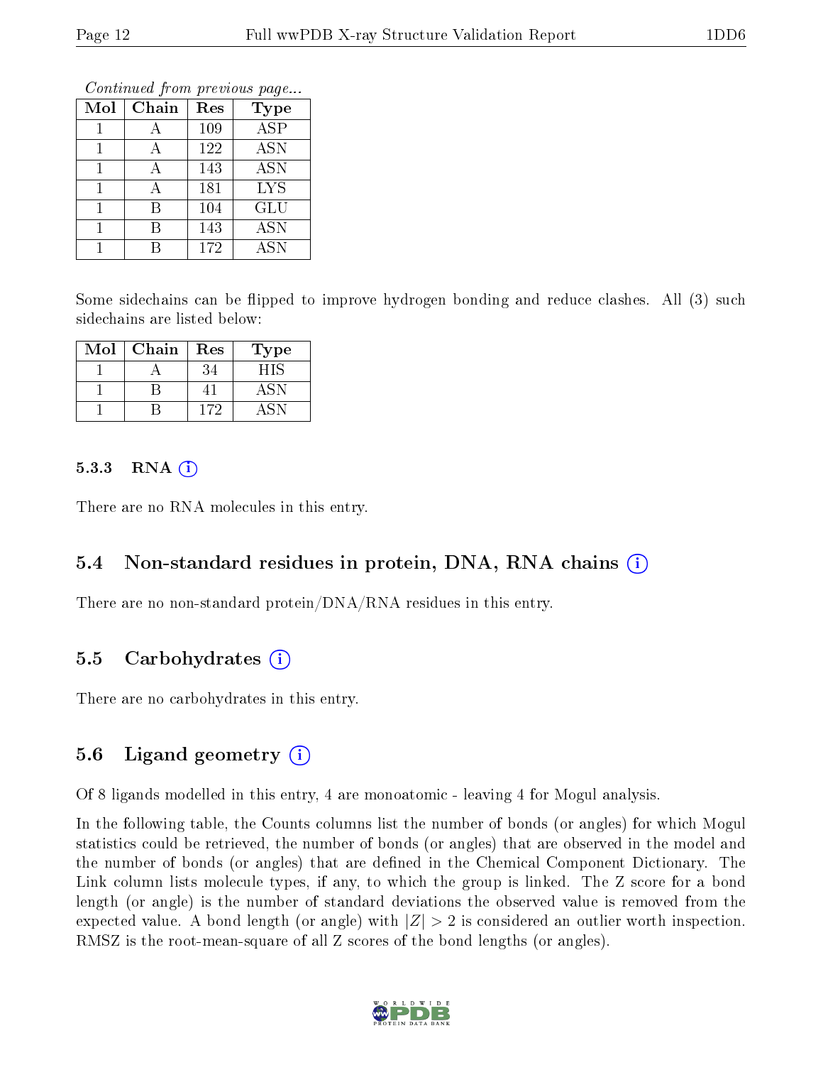*Continued from previous page...*

| Mol | Chain | Res | Type |
| --- | --- | --- | --- |
| 1 | A | 109 | ASP |
| 1 | A | 122 | ASN |
| 1 | A | 143 | ASN |
| 1 | A | 181 | LYS |
| 1 | B | 104 | GLU |
| 1 | B | 143 | ASN |
| 1 | B | 172 | ASN |

Some sidechains can be flipped to improve hydrogen bonding and reduce clashes. All (3) such sidechains are listed below:

| Mol | Chain | Res | Type |
| --- | --- | --- | --- |
| 1 | A | 34 | HIS |
| 1 | B | 41 | ASN |
| 1 | B | 172 | ASN |

#### 5.3.3 RNA

There are no RNA molecules in this entry.

### 5.4 Non-standard residues in protein, DNA, RNA chains

There are no non-standard protein/DNA/RNA residues in this entry.

### 5.5 Carbohydrates

There are no carbohydrates in this entry.

### 5.6 Ligand geometry

Of 8 ligands modelled in this entry, 4 are monoatomic - leaving 4 for Mogul analysis.

In the following table, the Counts columns list the number of bonds (or angles) for which Mogul statistics could be retrieved, the number of bonds (or angles) that are observed in the model and the number of bonds (or angles) that are defined in the Chemical Component Dictionary. The Link column lists molecule types, if any, to which the group is linked. The Z score for a bond length (or angle) is the number of standard deviations the observed value is removed from the expected value. A bond length (or angle) with $|Z| > 2$ is considered an outlier worth inspection. RMSZ is the root-mean-square of all Z scores of the bond lengths (or angles).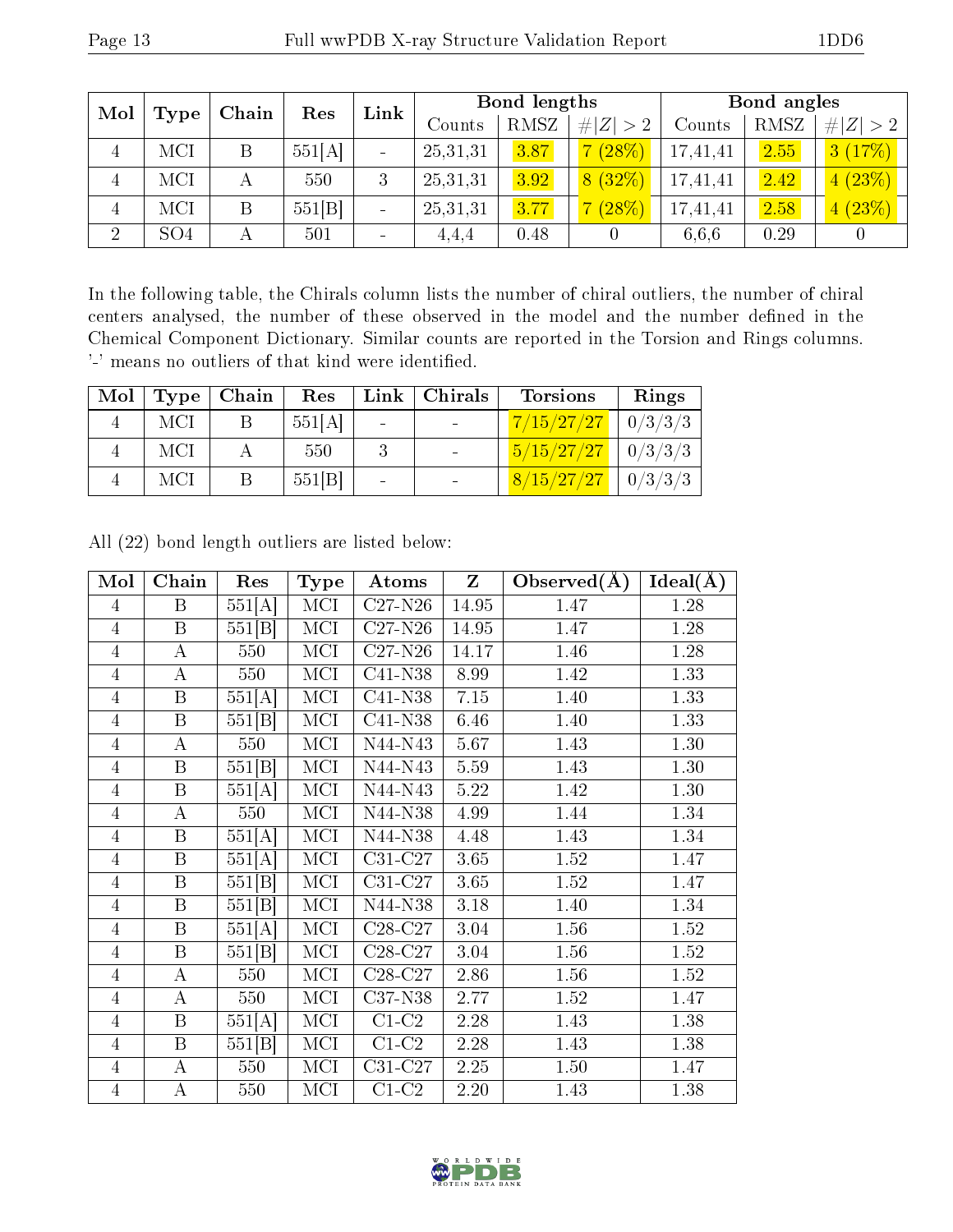| Mol | Type | Chain | Res | Link | Bond lengths | | | Bond angles | | |
|---|---|---|---|---|---|---|---|---|---|---|
| | | | | | Counts | RMSZ | #\|Z\| > 2 | Counts | RMSZ | #\|Z\| > 2 |
| 4 | MCI | B | 551[A] | - | 25,31,31 | 3.87 | 7 (28%) | 17,41,41 | 2.55 | 3 (17%) |
| 4 | MCI | A | 550 | 3 | 25,31,31 | 3.92 | 8 (32%) | 17,41,41 | 2.42 | 4 (23%) |
| 4 | MCI | B | 551[B] | - | 25,31,31 | 3.77 | 7 (28%) | 17,41,41 | 2.58 | 4 (23%) |
| 2 | SO4 | A | 501 | - | 4,4,4 | 0.48 | 0 | 6,6,6 | 0.29 | 0 |

In the following table, the Chirals column lists the number of chiral outliers, the number of chiral centers analysed, the number of these observed in the model and the number defined in the Chemical Component Dictionary. Similar counts are reported in the Torsion and Rings columns. '-' means no outliers of that kind were identified.

| Mol | Type | Chain | Res | Link | Chirals | Torsions | Rings |
|---|---|---|---|---|---|---|---|
| 4 | MCI | B | 551[A] | - | - | 7/15/27/27 | 0/3/3/3 |
| 4 | MCI | A | 550 | 3 | - | 5/15/27/27 | 0/3/3/3 |
| 4 | MCI | B | 551[B] | - | - | 8/15/27/27 | 0/3/3/3 |

All (22) bond length outliers are listed below:

| Mol | Chain | Res | Type | Atoms | Z | Observed(Å) | Ideal(Å) |
|---|---|---|---|---|---|---|---|
| 4 | B | 551[A] | MCI | C27-N26 | 14.95 | 1.47 | 1.28 |
| 4 | B | 551[B] | MCI | C27-N26 | 14.95 | 1.47 | 1.28 |
| 4 | A | 550 | MCI | C27-N26 | 14.17 | 1.46 | 1.28 |
| 4 | A | 550 | MCI | C41-N38 | 8.99 | 1.42 | 1.33 |
| 4 | B | 551[A] | MCI | C41-N38 | 7.15 | 1.40 | 1.33 |
| 4 | B | 551[B] | MCI | C41-N38 | 6.46 | 1.40 | 1.33 |
| 4 | A | 550 | MCI | N44-N43 | 5.67 | 1.43 | 1.30 |
| 4 | B | 551[B] | MCI | N44-N43 | 5.59 | 1.43 | 1.30 |
| 4 | B | 551[A] | MCI | N44-N43 | 5.22 | 1.42 | 1.30 |
| 4 | A | 550 | MCI | N44-N38 | 4.99 | 1.44 | 1.34 |
| 4 | B | 551[A] | MCI | N44-N38 | 4.48 | 1.43 | 1.34 |
| 4 | B | 551[A] | MCI | C31-C27 | 3.65 | 1.52 | 1.47 |
| 4 | B | 551[B] | MCI | C31-C27 | 3.65 | 1.52 | 1.47 |
| 4 | B | 551[B] | MCI | N44-N38 | 3.18 | 1.40 | 1.34 |
| 4 | B | 551[A] | MCI | C28-C27 | 3.04 | 1.56 | 1.52 |
| 4 | B | 551[B] | MCI | C28-C27 | 3.04 | 1.56 | 1.52 |
| 4 | A | 550 | MCI | C28-C27 | 2.86 | 1.56 | 1.52 |
| 4 | A | 550 | MCI | C37-N38 | 2.77 | 1.52 | 1.47 |
| 4 | B | 551[A] | MCI | C1-C2 | 2.28 | 1.43 | 1.38 |
| 4 | B | 551[B] | MCI | C1-C2 | 2.28 | 1.43 | 1.38 |
| 4 | A | 550 | MCI | C31-C27 | 2.25 | 1.50 | 1.47 |
| 4 | A | 550 | MCI | C1-C2 | 2.20 | 1.43 | 1.38 |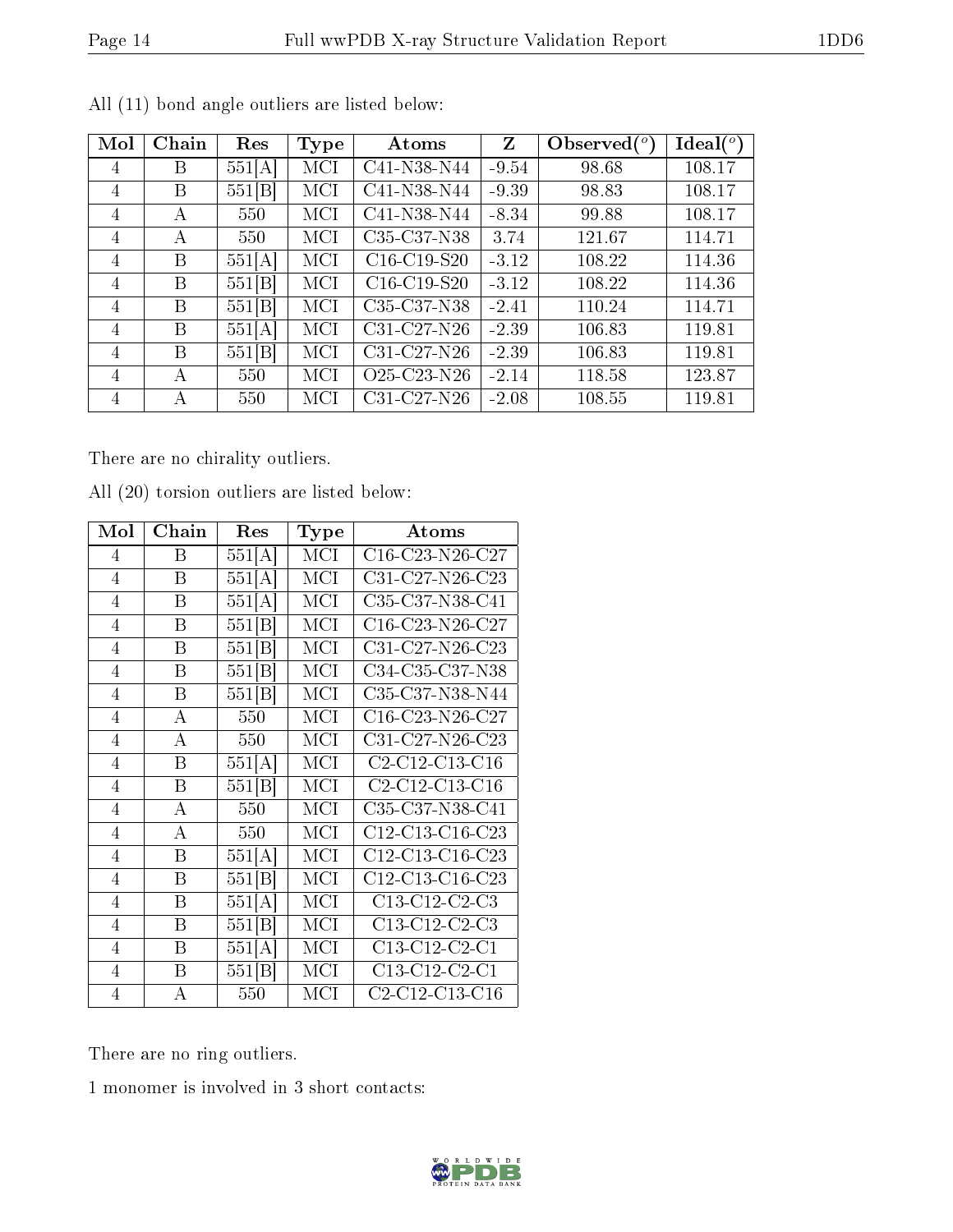All (11) bond angle outliers are listed below:

| Mol | Chain | Res | Type | Atoms | Z | Observed(°) | Ideal(°) |
|---|---|---|---|---|---|---|---|
| 4 | B | 551[A] | MCI | C41-N38-N44 | -9.54 | 98.68 | 108.17 |
| 4 | B | 551[B] | MCI | C41-N38-N44 | -9.39 | 98.83 | 108.17 |
| 4 | A | 550 | MCI | C41-N38-N44 | -8.34 | 99.88 | 108.17 |
| 4 | A | 550 | MCI | C35-C37-N38 | 3.74 | 121.67 | 114.71 |
| 4 | B | 551[A] | MCI | C16-C19-S20 | -3.12 | 108.22 | 114.36 |
| 4 | B | 551[B] | MCI | C16-C19-S20 | -3.12 | 108.22 | 114.36 |
| 4 | B | 551[B] | MCI | C35-C37-N38 | -2.41 | 110.24 | 114.71 |
| 4 | B | 551[A] | MCI | C31-C27-N26 | -2.39 | 106.83 | 119.81 |
| 4 | B | 551[B] | MCI | C31-C27-N26 | -2.39 | 106.83 | 119.81 |
| 4 | A | 550 | MCI | O25-C23-N26 | -2.14 | 118.58 | 123.87 |
| 4 | A | 550 | MCI | C31-C27-N26 | -2.08 | 108.55 | 119.81 |

There are no chirality outliers.

All (20) torsion outliers are listed below:

| Mol | Chain | Res | Type | Atoms |
|---|---|---|---|---|
| 4 | B | 551[A] | MCI | C16-C23-N26-C27 |
| 4 | B | 551[A] | MCI | C31-C27-N26-C23 |
| 4 | B | 551[A] | MCI | C35-C37-N38-C41 |
| 4 | B | 551[B] | MCI | C16-C23-N26-C27 |
| 4 | B | 551[B] | MCI | C31-C27-N26-C23 |
| 4 | B | 551[B] | MCI | C34-C35-C37-N38 |
| 4 | B | 551[B] | MCI | C35-C37-N38-N44 |
| 4 | A | 550 | MCI | C16-C23-N26-C27 |
| 4 | A | 550 | MCI | C31-C27-N26-C23 |
| 4 | B | 551[A] | MCI | C2-C12-C13-C16 |
| 4 | B | 551[B] | MCI | C2-C12-C13-C16 |
| 4 | A | 550 | MCI | C35-C37-N38-C41 |
| 4 | A | 550 | MCI | C12-C13-C16-C23 |
| 4 | B | 551[A] | MCI | C12-C13-C16-C23 |
| 4 | B | 551[B] | MCI | C12-C13-C16-C23 |
| 4 | B | 551[A] | MCI | C13-C12-C2-C3 |
| 4 | B | 551[B] | MCI | C13-C12-C2-C3 |
| 4 | B | 551[A] | MCI | C13-C12-C2-C1 |
| 4 | B | 551[B] | MCI | C13-C12-C2-C1 |
| 4 | A | 550 | MCI | C2-C12-C13-C16 |

There are no ring outliers.

1 monomer is involved in 3 short contacts: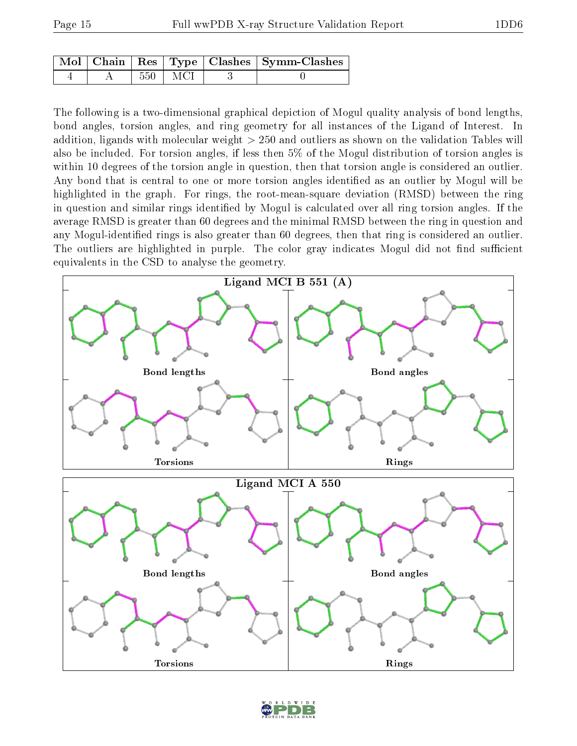| Mol | Chain | Res | Type | Clashes | Symm-Clashes |
|---|---|---|---|---|---|
| 4 | A | 550 | MCI | 3 | 0 |

The following is a two-dimensional graphical depiction of Mogul quality analysis of bond lengths, bond angles, torsion angles, and ring geometry for all instances of the Ligand of Interest. In addition, ligands with molecular weight > 250 and outliers as shown on the validation Tables will also be included. For torsion angles, if less then 5% of the Mogul distribution of torsion angles is within 10 degrees of the torsion angle in question, then that torsion angle is considered an outlier. Any bond that is central to one or more torsion angles identified as an outlier by Mogul will be highlighted in the graph. For rings, the root-mean-square deviation (RMSD) between the ring in question and similar rings identified by Mogul is calculated over all ring torsion angles. If the average RMSD is greater than 60 degrees and the minimal RMSD between the ring in question and any Mogul-identified rings is also greater than 60 degrees, then that ring is considered an outlier. The outliers are highlighted in purple. The color gray indicates Mogul did not find sufficient equivalents in the CSD to analyse the geometry.

Ligand MCI B 551 (A)

Bond lengths

Bond angles

Torsions

Rings

Ligand MCI A 550

Bond lengths

Bond angles

Torsions

Rings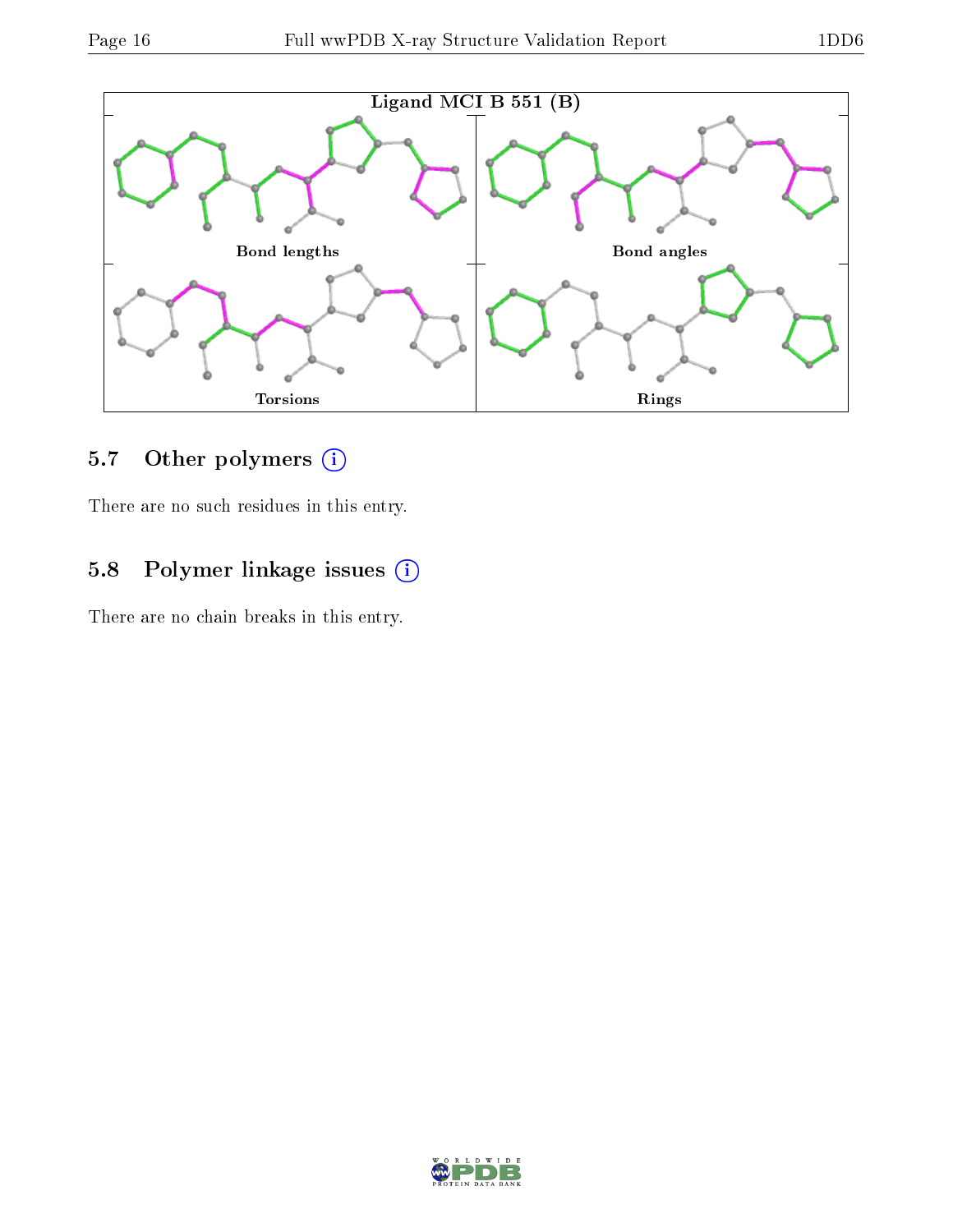Ligand MCI B 551 (B)

Bond lengths

Bond angles

Torsions

Rings

## 5.7 Other polymers

There are no such residues in this entry.

## 5.8 Polymer linkage issues

There are no chain breaks in this entry.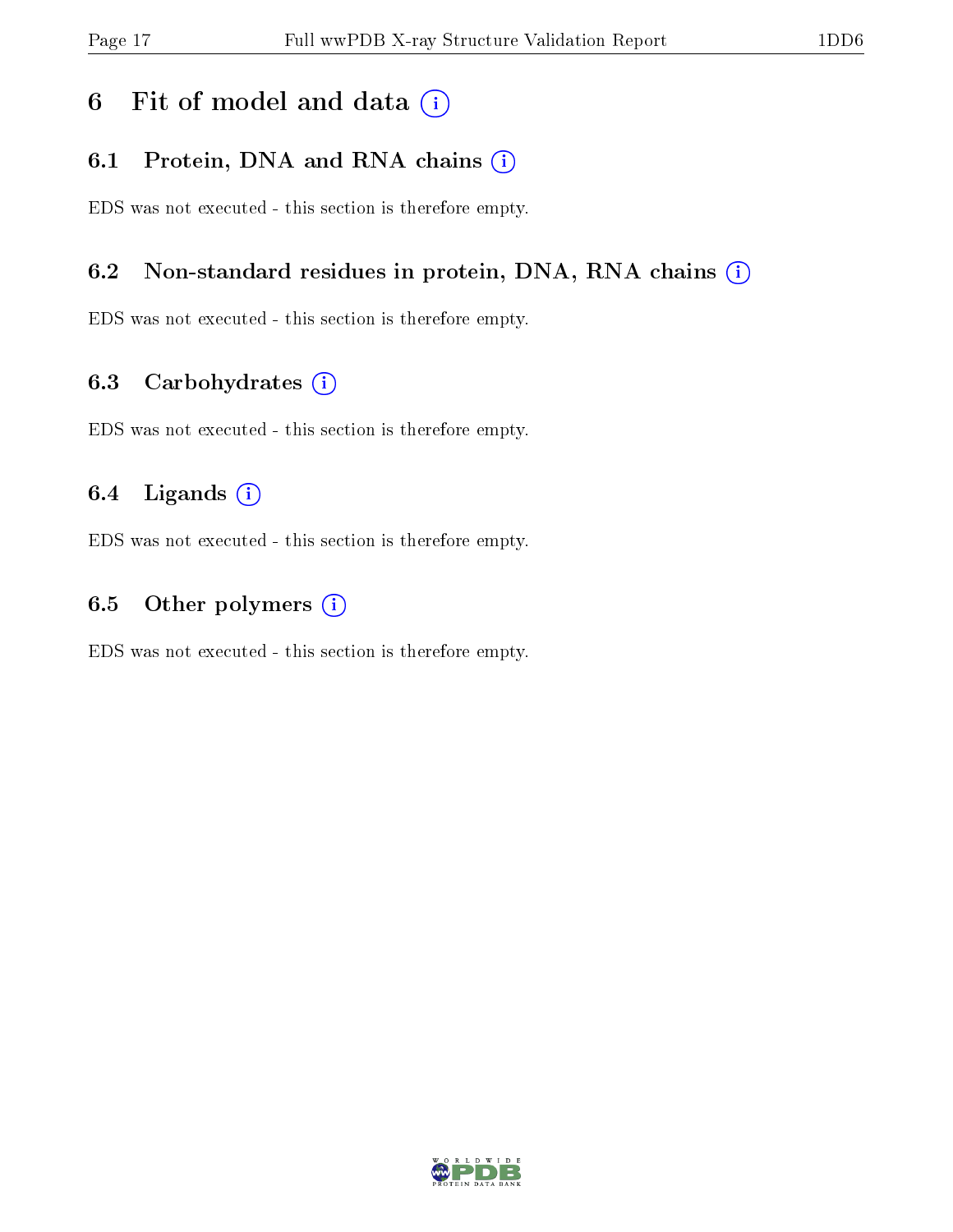# 6 Fit of model and data

## 6.1 Protein, DNA and RNA chains

EDS was not executed - this section is therefore empty.

## 6.2 Non-standard residues in protein, DNA, RNA chains

EDS was not executed - this section is therefore empty.

## 6.3 Carbohydrates

EDS was not executed - this section is therefore empty.

## 6.4 Ligands

EDS was not executed - this section is therefore empty.

## 6.5 Other polymers

EDS was not executed - this section is therefore empty.